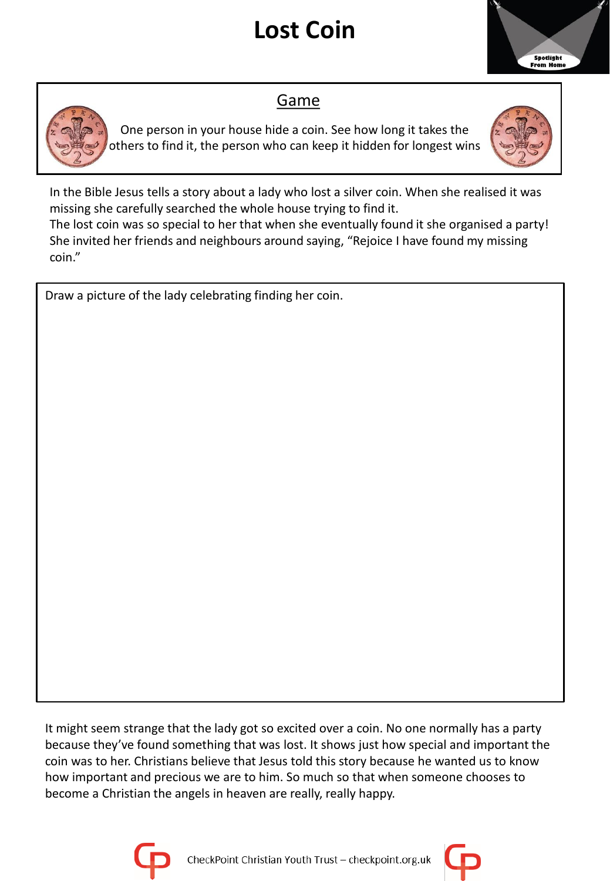# Lost Coin

## Game

One person in your house hide a coin. See how long it takes the others to find it, the person who can keep it hidden for longest wins

In the Bible Jesus tells a story about a lady who lost a silver coin. When she realised it was missing she carefully searched the whole house trying to find it.
The lost coin was so special to her that when she eventually found it she organised a party! She invited her friends and neighbours around saying, “Rejoice I have found my missing coin.”

Draw a picture of the lady celebrating finding her coin.

It might seem strange that the lady got so excited over a coin. No one normally has a party because they’ve found something that was lost. It shows just how special and important the coin was to her. Christians believe that Jesus told this story because he wanted us to know how important and precious we are to him. So much so that when someone chooses to become a Christian the angels in heaven are really, really happy.

CheckPoint Christian Youth Trust – checkpoint.org.uk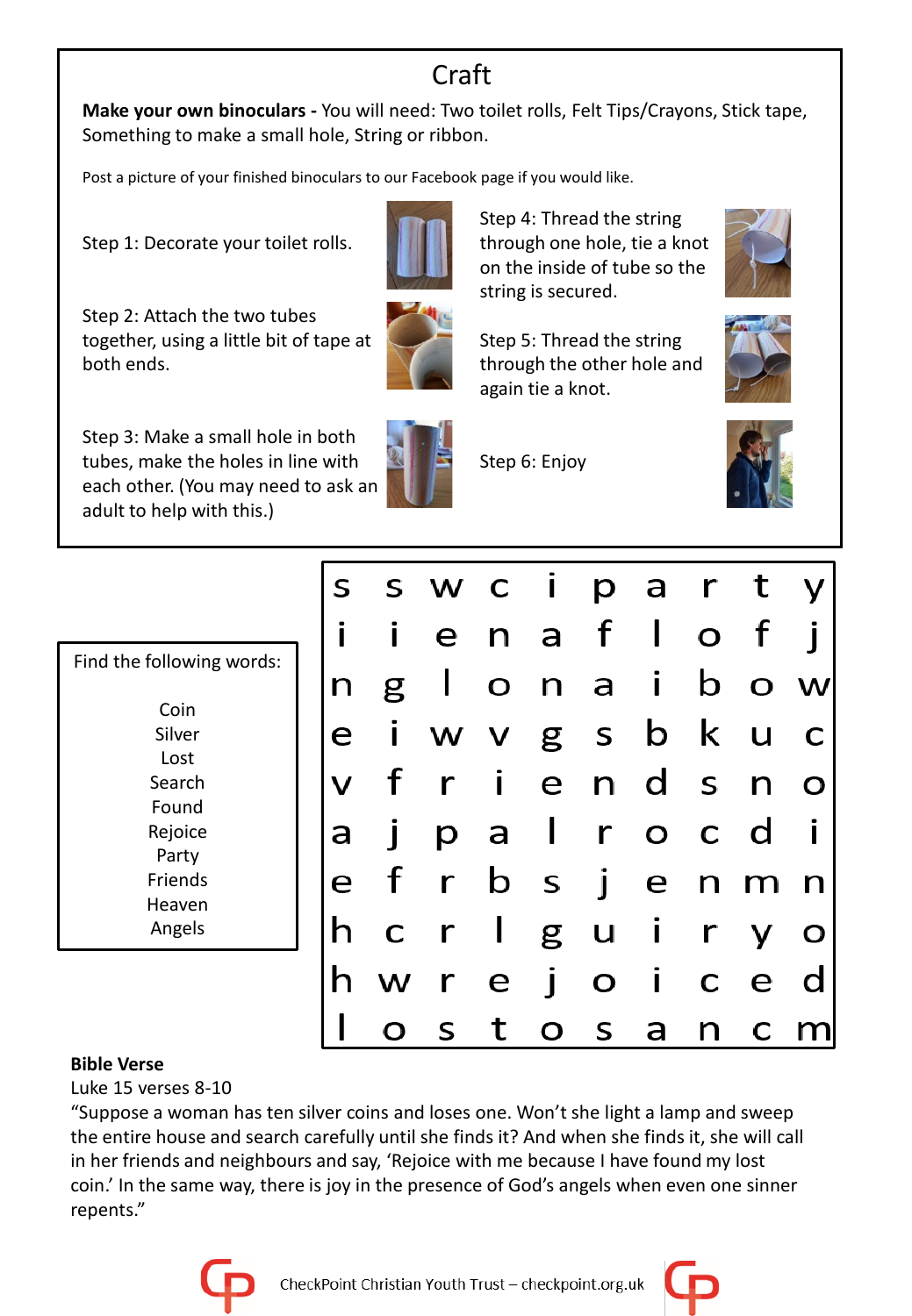## Craft

**Make your own binoculars -** You will need: Two toilet rolls, Felt Tips/Crayons, Stick tape, Something to make a small hole, String or ribbon.

Post a picture of your finished binoculars to our Facebook page if you would like.

Step 1: Decorate your toilet rolls.

Step 2: Attach the two tubes together, using a little bit of tape at both ends.

Step 3: Make a small hole in both tubes, make the holes in line with each other. (You may need to ask an adult to help with this.)

Step 4: Thread the string through one hole, tie a knot on the inside of tube so the string is secured.

Step 5: Thread the string through the other hole and again tie a knot.

Step 6: Enjoy

Find the following words:

Coin
Silver
Lost
Search
Found
Rejoice
Party
Friends
Heaven
Angels

| | | | | | | | | | |
|---|---|---|---|---|---|---|---|---|---|
| s | s | w | c | i | p | a | r | t | y |
| i | i | e | n | a | f | l | o | f | j |
| n | g | l | o | n | a | i | b | o | w |
| e | i | w | v | g | s | b | k | u | c |
| v | f | r | i | e | n | d | s | n | o |
| a | j | p | a | l | r | o | c | d | i |
| e | f | r | b | s | j | e | n | m | n |
| h | c | r | l | g | u | i | r | y | o |
| h | w | r | e | j | o | i | c | e | d |
| l | o | s | t | o | s | a | n | c | m |

**Bible Verse**

Luke 15 verses 8-10

"Suppose a woman has ten silver coins and loses one. Won't she light a lamp and sweep the entire house and search carefully until she finds it? And when she finds it, she will call in her friends and neighbours and say, 'Rejoice with me because I have found my lost coin.' In the same way, there is joy in the presence of God's angels when even one sinner repents."

CheckPoint Christian Youth Trust – checkpoint.org.uk